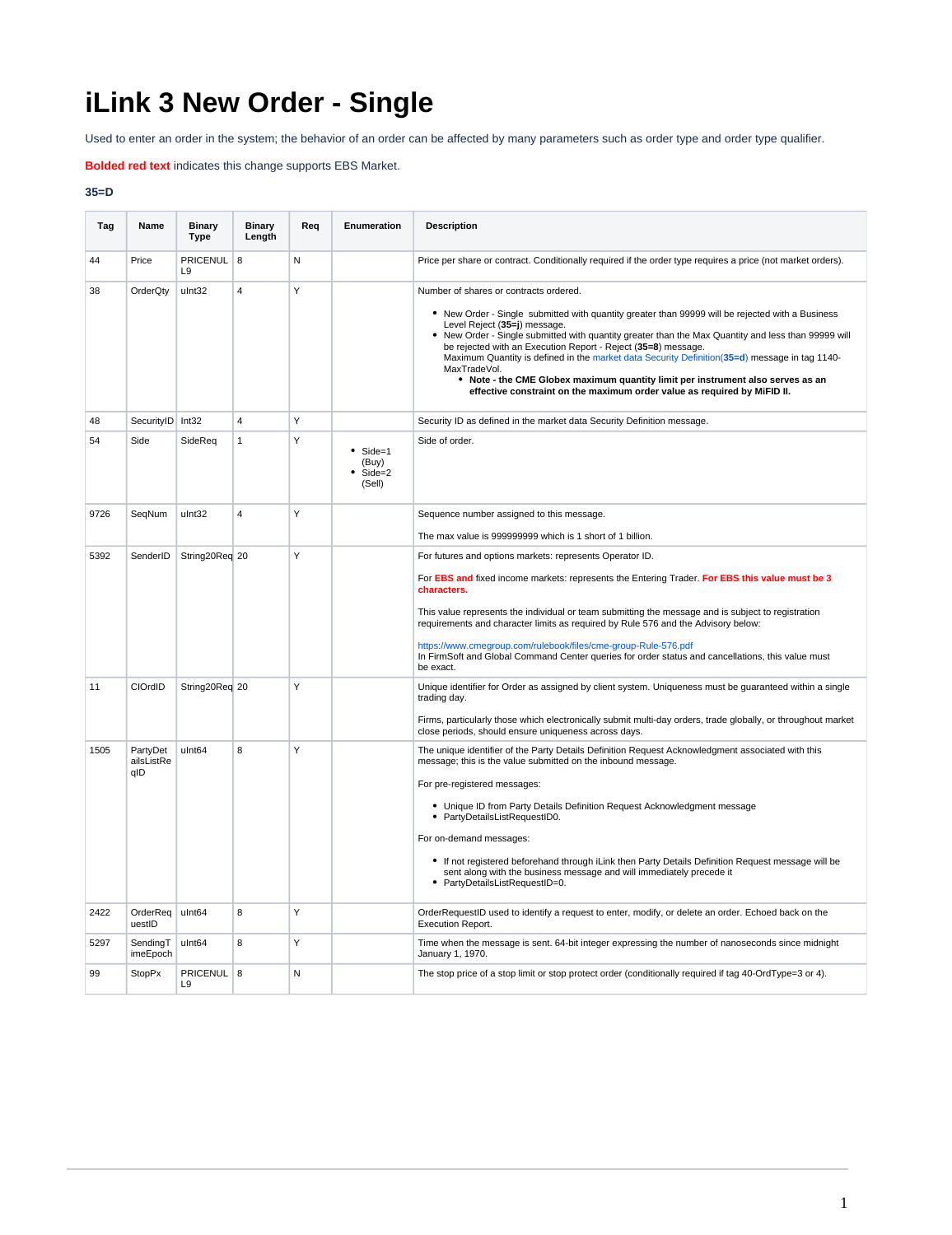# iLink 3 New Order - Single

Used to enter an order in the system; the behavior of an order can be affected by many parameters such as order type and order type qualifier.

**Bolded red text** indicates this change supports EBS Market.

**35=D**

| Tag | Name | Binary Type | Binary Length | Req | Enumeration | Description |
|---|---|---|---|---|---|---|
| 44 | Price | PRICENULL9 | 8 | N | | Price per share or contract. Conditionally required if the order type requires a price (not market orders). |
| 38 | OrderQty | uInt32 | 4 | Y | | Number of shares or contracts ordered.<br><br>• New Order - Single submitted with quantity greater than 99999 will be rejected with a Business Level Reject (**35=j**) message.<br>• New Order - Single submitted with quantity greater than the Max Quantity and less than 99999 will be rejected with an Execution Report - Reject (**35=8**) message. Maximum Quantity is defined in the market data Security Definition(**35=d**) message in tag 1140-MaxTradeVol.<br>  ◦ **Note - the CME Globex maximum quantity limit per instrument also serves as an effective constraint on the maximum order value as required by MiFID II.** |
| 48 | SecurityID | Int32 | 4 | Y | | Security ID as defined in the market data Security Definition message. |
| 54 | Side | SideReq | 1 | Y | • Side=1 (Buy)<br>• Side=2 (Sell) | Side of order. |
| 9726 | SeqNum | uInt32 | 4 | Y | | Sequence number assigned to this message.<br><br>The max value is 999999999 which is 1 short of 1 billion. |
| 5392 | SenderID | String20Req | 20 | Y | | For futures and options markets: represents Operator ID.<br><br>For **EBS and** fixed income markets: represents the Entering Trader. **For EBS this value must be 3 characters.**<br><br>This value represents the individual or team submitting the message and is subject to registration requirements and character limits as required by Rule 576 and the Advisory below:<br><br>https://www.cmegroup.com/rulebook/files/cme-group-Rule-576.pdf<br>In FirmSoft and Global Command Center queries for order status and cancellations, this value must be exact. |
| 11 | ClOrdID | String20Req | 20 | Y | | Unique identifier for Order as assigned by client system. Uniqueness must be guaranteed within a single trading day.<br><br>Firms, particularly those which electronically submit multi-day orders, trade globally, or throughout market close periods, should ensure uniqueness across days. |
| 1505 | PartyDetailsListReqID | uInt64 | 8 | Y | | The unique identifier of the Party Details Definition Request Acknowledgment associated with this message; this is the value submitted on the inbound message.<br><br>For pre-registered messages:<br><br>• Unique ID from Party Details Definition Request Acknowledgment message<br>• PartyDetailsListRequestID0.<br><br>For on-demand messages:<br><br>• If not registered beforehand through iLink then Party Details Definition Request message will be sent along with the business message and will immediately precede it<br>• PartyDetailsListRequestID=0. |
| 2422 | OrderRequestID | uInt64 | 8 | Y | | OrderRequestID used to identify a request to enter, modify, or delete an order. Echoed back on the Execution Report. |
| 5297 | SendingTimeEpoch | uInt64 | 8 | Y | | Time when the message is sent. 64-bit integer expressing the number of nanoseconds since midnight January 1, 1970. |
| 99 | StopPx | PRICENULL9 | 8 | N | | The stop price of a stop limit or stop protect order (conditionally required if tag 40-OrdType=3 or 4). |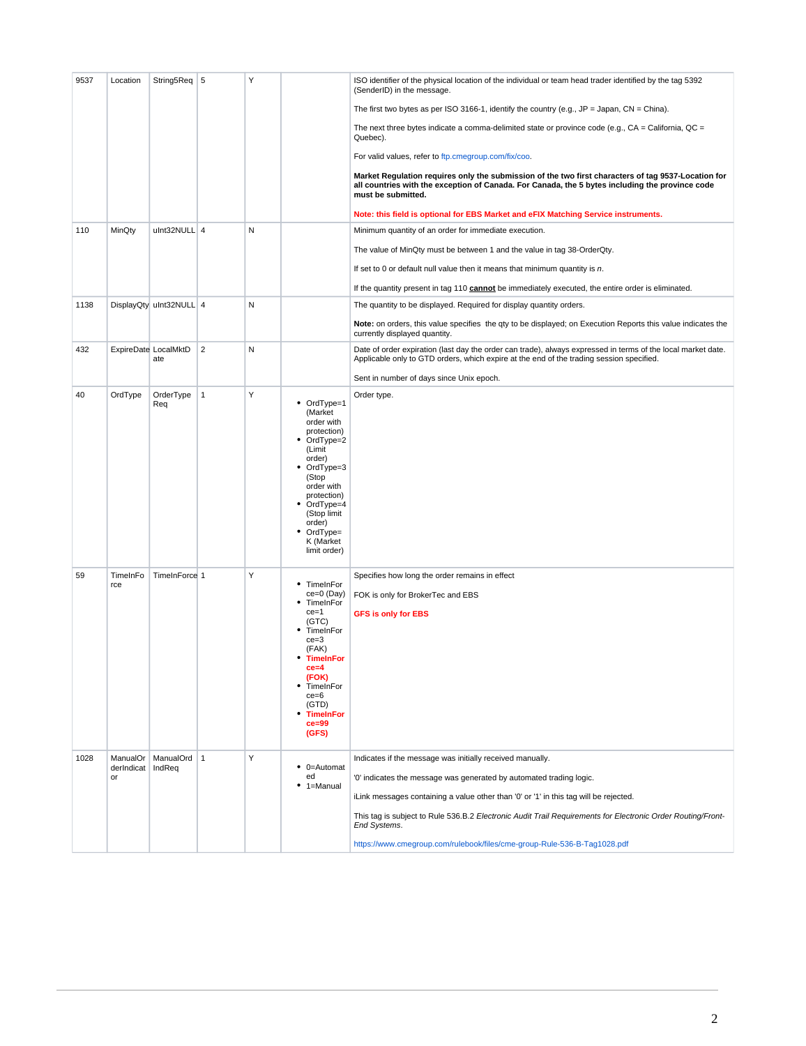| 9537 | Location | String5Req | 5 | Y | | ISO identifier of the physical location of the individual or team head trader identified by the tag 5392 (SenderID) in the message.<br><br>The first two bytes as per ISO 3166-1, identify the country (e.g., JP = Japan, CN = China).<br><br>The next three bytes indicate a comma-delimited state or province code (e.g., CA = California, QC = Quebec).<br><br>For valid values, refer to ftp.cmegroup.com/fix/coo.<br><br>**Market Regulation requires only the submission of the two first characters of tag 9537-Location for all countries with the exception of Canada. For Canada, the 5 bytes including the province code must be submitted.**<br><br>**Note: this field is optional for EBS Market and eFIX Matching Service instruments.** |
|---|---|---|---|---|---|---|
| 110 | MinQty | uInt32NULL | 4 | N | | Minimum quantity of an order for immediate execution.<br><br>The value of MinQty must be between 1 and the value in tag 38-OrderQty.<br><br>If set to 0 or default null value then it means that minimum quantity is *n*.<br><br>If the quantity present in tag 110 **cannot** be immediately executed, the entire order is eliminated. |
| 1138 | DisplayQty | uInt32NULL | 4 | N | | The quantity to be displayed. Required for display quantity orders.<br><br>**Note:** on orders, this value specifies the qty to be displayed; on Execution Reports this value indicates the currently displayed quantity. |
| 432 | ExpireDate | LocalMktDate | 2 | N | | Date of order expiration (last day the order can trade), always expressed in terms of the local market date. Applicable only to GTD orders, which expire at the end of the trading session specified.<br><br>Sent in number of days since Unix epoch. |
| 40 | OrdType | OrderTypeReq | 1 | Y | • OrdType=1 (Market order with protection)<br>• OrdType=2 (Limit order)<br>• OrdType=3 (Stop order with protection)<br>• OrdType=4 (Stop limit order)<br>• OrdType=K (Market limit order) | Order type. |
| 59 | TimeInForce | TimeInForce | 1 | Y | • TimeInForce=0 (Day)<br>• TimeInForce=1 (GTC)<br>• TimeInForce=3 (FAK)<br>• **TimeInForce=4 (FOK)**<br>• TimeInForce=6 (GTD)<br>• **TimeInForce=99 (GFS)** | Specifies how long the order remains in effect<br><br>FOK is only for BrokerTec and EBS<br><br>**GFS is only for EBS** |
| 1028 | ManualOrderIndicator | ManualOrdIndReq | 1 | Y | • 0=Automated<br>• 1=Manual | Indicates if the message was initially received manually.<br><br>'0' indicates the message was generated by automated trading logic.<br><br>iLink messages containing a value other than '0' or '1' in this tag will be rejected.<br><br>This tag is subject to Rule 536.B.2 *Electronic Audit Trail Requirements for Electronic Order Routing/Front-End Systems*.<br><br>https://www.cmegroup.com/rulebook/files/cme-group-Rule-536-B-Tag1028.pdf |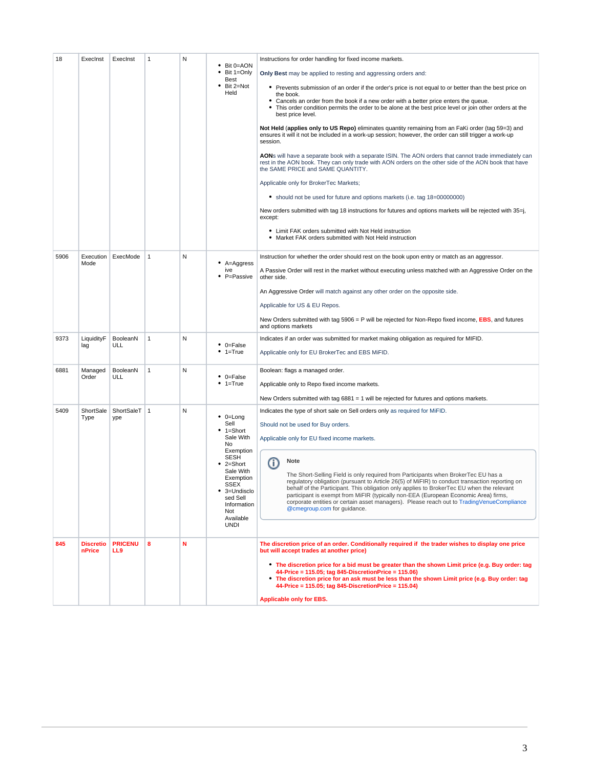| | | | | | | |
|---|---|---|---|---|---|---|
| 18 | ExecInst | ExecInst | 1 | N | • Bit 0=AON<br>• Bit 1=Only Best<br>• Bit 2=Not Held | Instructions for order handling for fixed income markets.<br><br>**Only Best** may be applied to resting and aggressing orders and:<br><br>• Prevents submission of an order if the order's price is not equal to or better than the best price on the book.<br>• Cancels an order from the book if a new order with a better price enters the queue.<br>• This order condition permits the order to be alone at the best price level or join other orders at the best price level.<br><br>**Not Held (applies only to US Repo)** eliminates quantity remaining from an FaKi order (tag 59=3) and ensures it will it not be included in a work-up session; however, the order can still trigger a work-up session.<br><br>**AON**s will have a separate book with a separate ISIN. The AON orders that cannot trade immediately can rest in the AON book. They can only trade with AON orders on the other side of the AON book that have the SAME PRICE and SAME QUANTITY.<br><br>Applicable only for BrokerTec Markets;<br><br>• should not be used for future and options markets (i.e. tag 18=00000000)<br><br>New orders submitted with tag 18 instructions for futures and options markets will be rejected with 35=j, except:<br><br>• Limit FAK orders submitted with Not Held instruction<br>• Market FAK orders submitted with Not Held instruction |
| 5906 | Execution Mode | ExecMode | 1 | N | • A=Aggressive<br>• P=Passive | Instruction for whether the order should rest on the book upon entry or match as an aggressor.<br><br>A Passive Order will rest in the market without executing unless matched with an Aggressive Order on the other side.<br><br>An Aggressive Order will match against any other order on the opposite side.<br><br>Applicable for US & EU Repos.<br><br>New Orders submitted with tag 5906 = P will be rejected for Non-Repo fixed income, EBS, and futures and options markets |
| 9373 | LiquidityFlag | BooleanNULL | 1 | N | • 0=False<br>• 1=True | Indicates if an order was submitted for market making obligation as required for MIFID.<br><br>Applicable only for EU BrokerTec and EBS MiFID. |
| 6881 | Managed Order | BooleanNULL | 1 | N | • 0=False<br>• 1=True | Boolean: flags a managed order.<br><br>Applicable only to Repo fixed income markets.<br><br>New Orders submitted with tag 6881 = 1 will be rejected for futures and options markets. |
| 5409 | ShortSale Type | ShortSaleType | 1 | N | • 0=Long Sell<br>• 1=Short Sale With No Exemption SESH<br>• 2=Short Sale With Exemption SSEX<br>• 3=Undisclosed Sell Information Not Available UNDI | Indicates the type of short sale on Sell orders only as required for MiFID.<br><br>Should not be used for Buy orders.<br><br>Applicable only for EU fixed income markets.<br><br>**Note**<br><br>The Short-Selling Field is only required from Participants when BrokerTec EU has a regulatory obligation (pursuant to Article 26(5) of MiFIR) to conduct transaction reporting on behalf of the Participant. This obligation only applies to BrokerTec EU when the relevant participant is exempt from MiFIR (typically non-EEA (European Economic Area) firms, corporate entities or certain asset managers). Please reach out to TradingVenueCompliance@cmegroup.com for guidance. |
| **845** | **DiscretionPrice** | **PRICENULL9** | **8** | **N** | | **The discretion price of an order. Conditionally required if the trader wishes to display one price but will accept trades at another price)**<br><br>• **The discretion price for a bid must be greater than the shown Limit price (e.g. Buy order: tag 44-Price = 115.05; tag 845-DiscretionPrice = 115.06)**<br>• **The discretion price for an ask must be less than the shown Limit price (e.g. Buy order: tag 44-Price = 115.05; tag 845-DiscretionPrice = 115.04)**<br><br>**Applicable only for EBS.** |